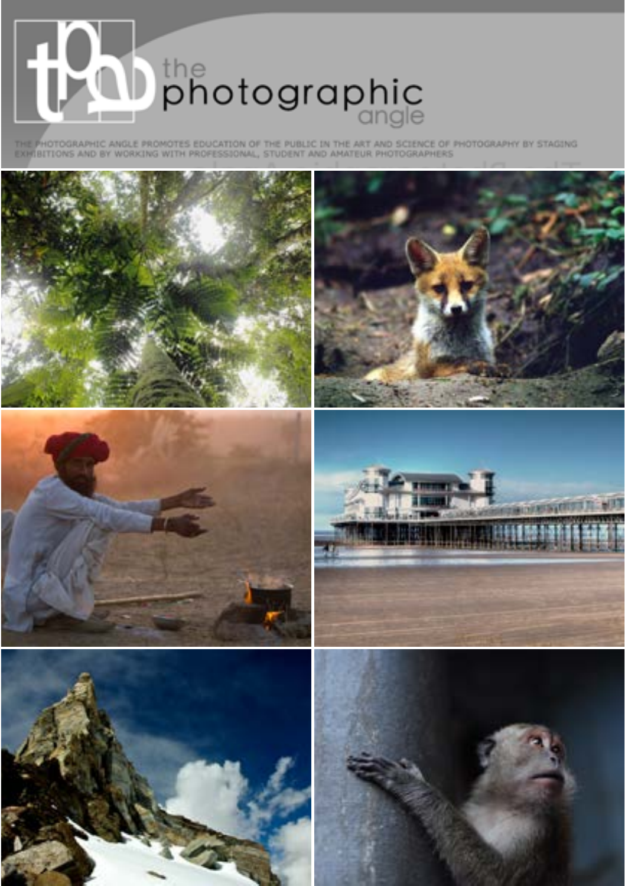# the photographic angle

THE PHOTOGRAPHIC ANGLE PROMOTES EDUCATION OF THE PUBLIC IN THE ART AND SCIENCE OF PHOTOGRAPHY BY STAGING EXHIBITIONS AND BY WORKING WITH PROFESSIONAL, STUDENT AND AMATEUR PHOTOGRAPHERS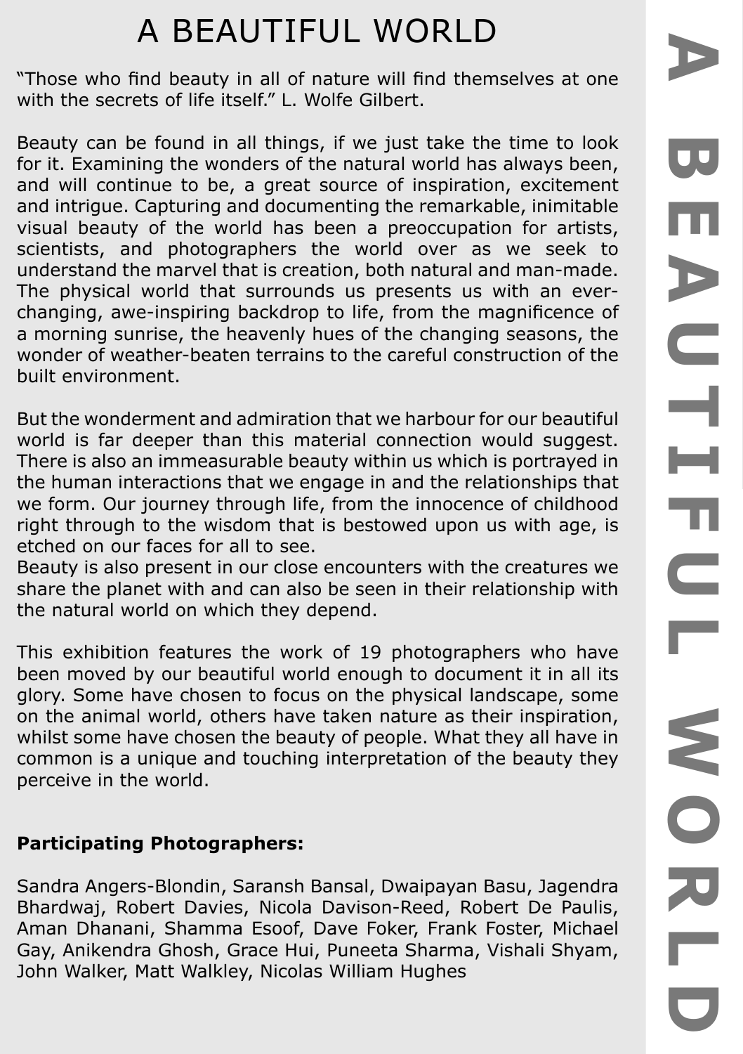# A BEAUTIFUL WORLD

"Those who find beauty in all of nature will find themselves at one with the secrets of life itself." L. Wolfe Gilbert.

Beauty can be found in all things, if we just take the time to look for it. Examining the wonders of the natural world has always been, and will continue to be, a great source of inspiration, excitement and intrigue. Capturing and documenting the remarkable, inimitable visual beauty of the world has been a preoccupation for artists, scientists, and photographers the world over as we seek to understand the marvel that is creation, both natural and man-made. The physical world that surrounds us presents us with an ever-changing, awe-inspiring backdrop to life, from the magnificence of a morning sunrise, the heavenly hues of the changing seasons, the wonder of weather-beaten terrains to the careful construction of the built environment.

But the wonderment and admiration that we harbour for our beautiful world is far deeper than this material connection would suggest. There is also an immeasurable beauty within us which is portrayed in the human interactions that we engage in and the relationships that we form. Our journey through life, from the innocence of childhood right through to the wisdom that is bestowed upon us with age, is etched on our faces for all to see.
Beauty is also present in our close encounters with the creatures we share the planet with and can also be seen in their relationship with the natural world on which they depend.

This exhibition features the work of 19 photographers who have been moved by our beautiful world enough to document it in all its glory. Some have chosen to focus on the physical landscape, some on the animal world, others have taken nature as their inspiration, whilst some have chosen the beauty of people. What they all have in common is a unique and touching interpretation of the beauty they perceive in the world.

**Participating Photographers:**

Sandra Angers-Blondin, Saransh Bansal, Dwaipayan Basu, Jagendra Bhardwaj, Robert Davies, Nicola Davison-Reed, Robert De Paulis, Aman Dhanani, Shamma Esoof, Dave Foker, Frank Foster, Michael Gay, Anikendra Ghosh, Grace Hui, Puneeta Sharma, Vishali Shyam, John Walker, Matt Walkley, Nicolas William Hughes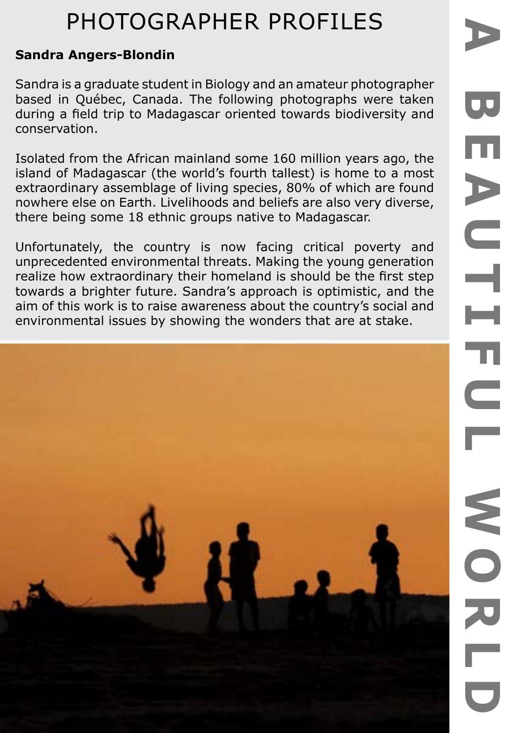# PHOTOGRAPHER PROFILES

**Sandra Angers-Blondin**

Sandra is a graduate student in Biology and an amateur photographer based in Québec, Canada. The following photographs were taken during a field trip to Madagascar oriented towards biodiversity and conservation.

Isolated from the African mainland some 160 million years ago, the island of Madagascar (the world's fourth tallest) is home to a most extraordinary assemblage of living species, 80% of which are found nowhere else on Earth. Livelihoods and beliefs are also very diverse, there being some 18 ethnic groups native to Madagascar.

Unfortunately, the country is now facing critical poverty and unprecedented environmental threats. Making the young generation realize how extraordinary their homeland is should be the first step towards a brighter future. Sandra's approach is optimistic, and the aim of this work is to raise awareness about the country's social and environmental issues by showing the wonders that are at stake.

A BEAUTIFUL WORLD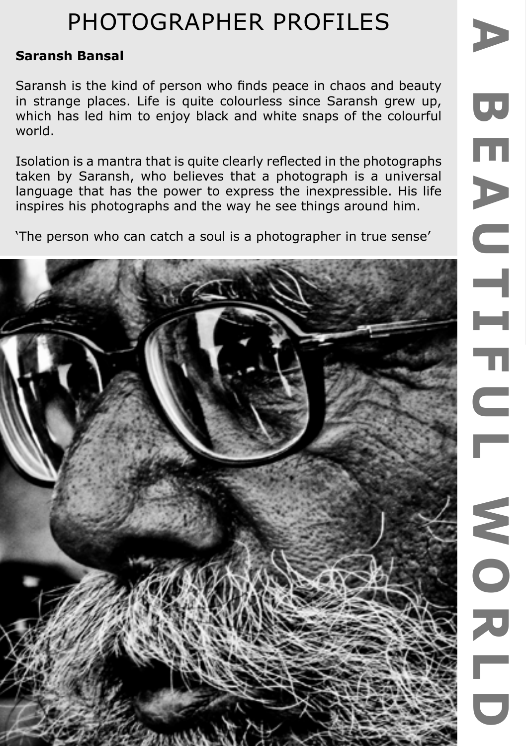# PHOTOGRAPHER PROFILES

**Saransh Bansal**

Saransh is the kind of person who finds peace in chaos and beauty in strange places. Life is quite colourless since Saransh grew up, which has led him to enjoy black and white snaps of the colourful world.

Isolation is a mantra that is quite clearly reflected in the photographs taken by Saransh, who believes that a photograph is a universal language that has the power to express the inexpressible. His life inspires his photographs and the way he see things around him.

'The person who can catch a soul is a photographer in true sense'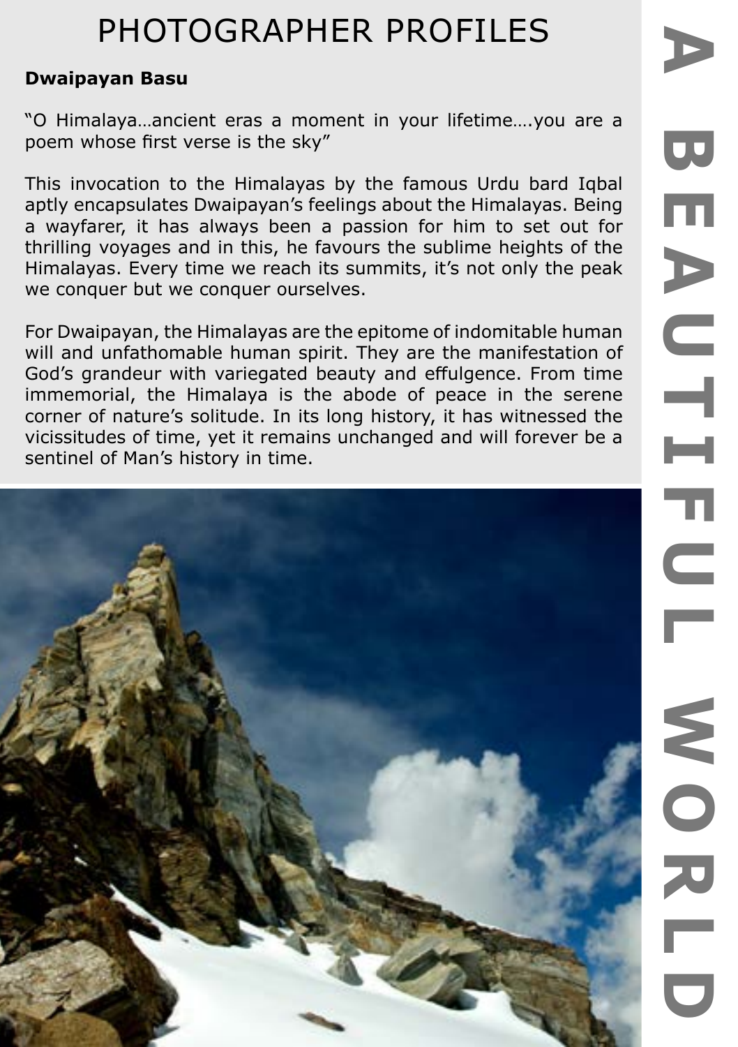# PHOTOGRAPHER PROFILES

**Dwaipayan Basu**

"O Himalaya…ancient eras a moment in your lifetime….you are a poem whose first verse is the sky"

This invocation to the Himalayas by the famous Urdu bard Iqbal aptly encapsulates Dwaipayan's feelings about the Himalayas. Being a wayfarer, it has always been a passion for him to set out for thrilling voyages and in this, he favours the sublime heights of the Himalayas. Every time we reach its summits, it's not only the peak we conquer but we conquer ourselves.

For Dwaipayan, the Himalayas are the epitome of indomitable human will and unfathomable human spirit. They are the manifestation of God's grandeur with variegated beauty and effulgence. From time immemorial, the Himalaya is the abode of peace in the serene corner of nature's solitude. In its long history, it has witnessed the vicissitudes of time, yet it remains unchanged and will forever be a sentinel of Man's history in time.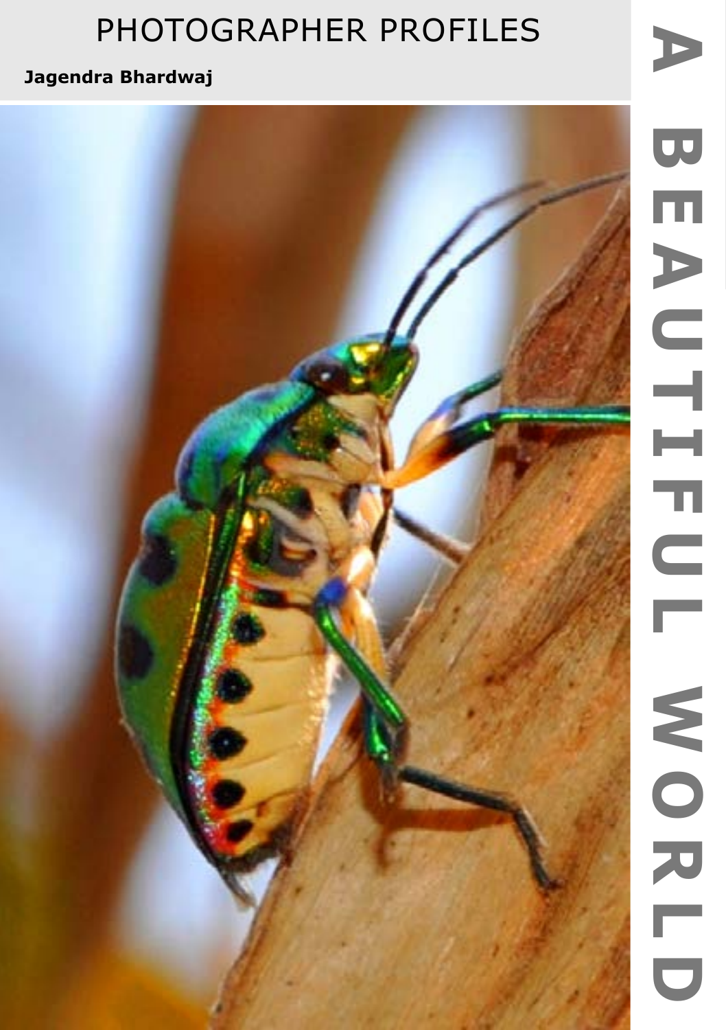# PHOTOGRAPHER PROFILES

**Jagendra Bhardwaj**

A BEAUTIFUL WORLD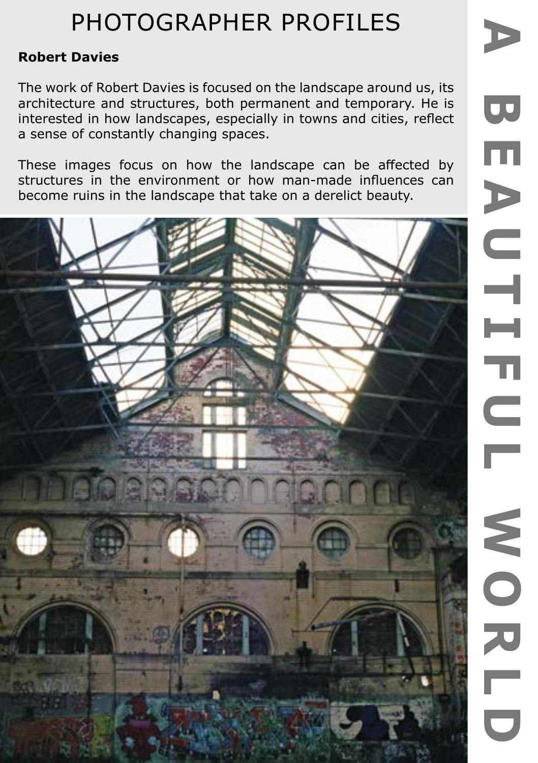# PHOTOGRAPHER PROFILES

**Robert Davies**

The work of Robert Davies is focused on the landscape around us, its architecture and structures, both permanent and temporary. He is interested in how landscapes, especially in towns and cities, reflect a sense of constantly changing spaces.

These images focus on how the landscape can be affected by structures in the environment or how man-made influences can become ruins in the landscape that take on a derelict beauty.

A BEAUTIFUL WORLD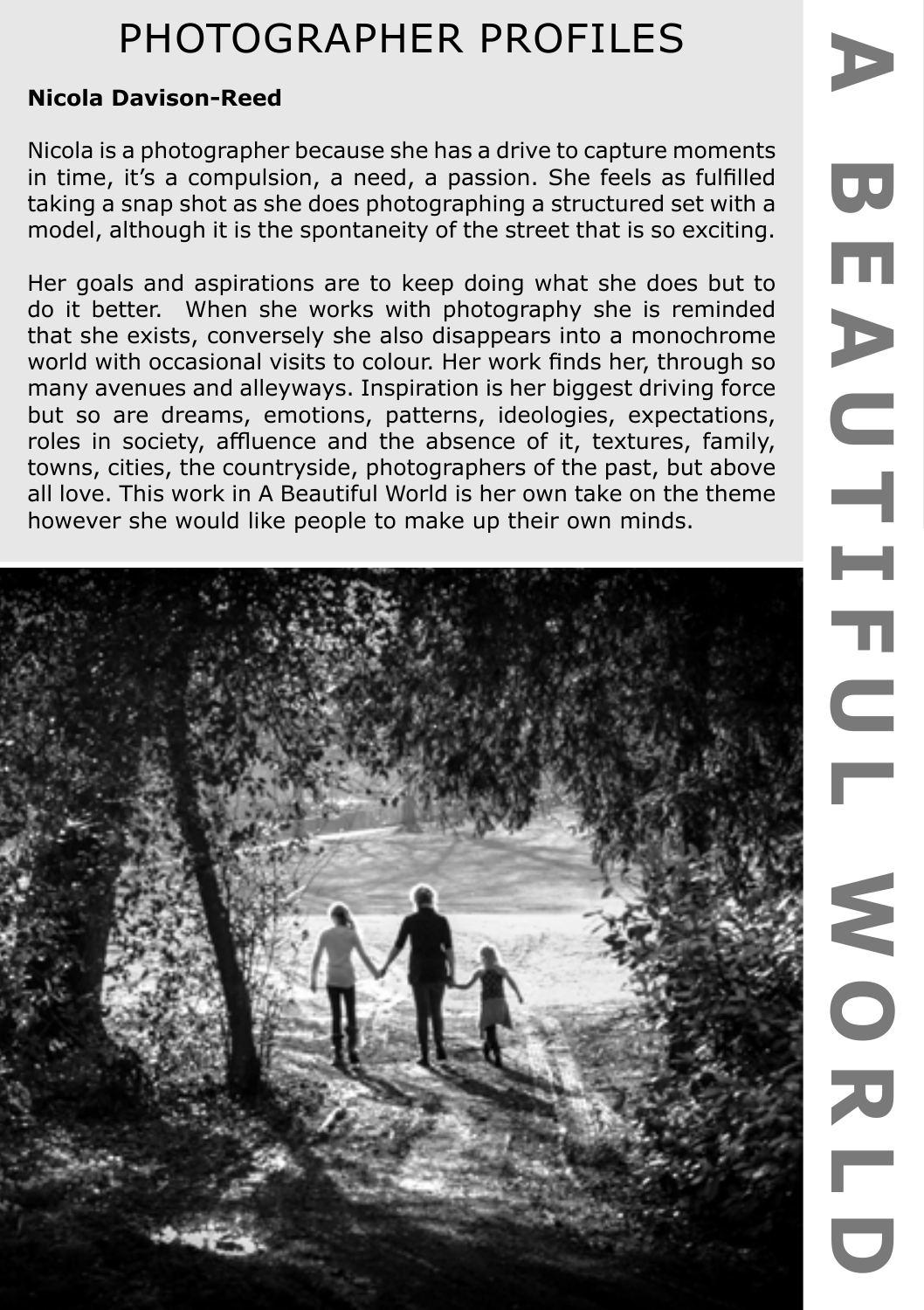# PHOTOGRAPHER PROFILES

**Nicola Davison-Reed**

Nicola is a photographer because she has a drive to capture moments in time, it's a compulsion, a need, a passion. She feels as fulfilled taking a snap shot as she does photographing a structured set with a model, although it is the spontaneity of the street that is so exciting.

Her goals and aspirations are to keep doing what she does but to do it better. When she works with photography she is reminded that she exists, conversely she also disappears into a monochrome world with occasional visits to colour. Her work finds her, through so many avenues and alleyways. Inspiration is her biggest driving force but so are dreams, emotions, patterns, ideologies, expectations, roles in society, affluence and the absence of it, textures, family, towns, cities, the countryside, photographers of the past, but above all love. This work in A Beautiful World is her own take on the theme however she would like people to make up their own minds.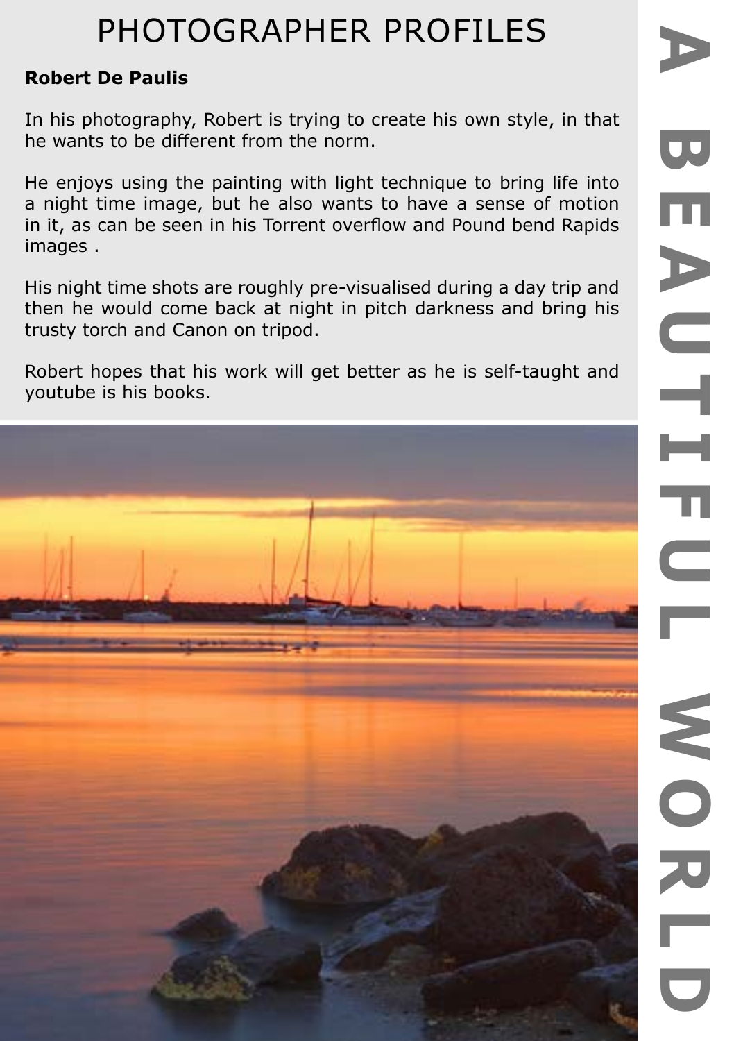# PHOTOGRAPHER PROFILES

**Robert De Paulis**

In his photography, Robert is trying to create his own style, in that he wants to be different from the norm.

He enjoys using the painting with light technique to bring life into a night time image, but he also wants to have a sense of motion in it, as can be seen in his Torrent overflow and Pound bend Rapids images .

His night time shots are roughly pre-visualised during a day trip and then he would come back at night in pitch darkness and bring his trusty torch and Canon on tripod.

Robert hopes that his work will get better as he is self-taught and youtube is his books.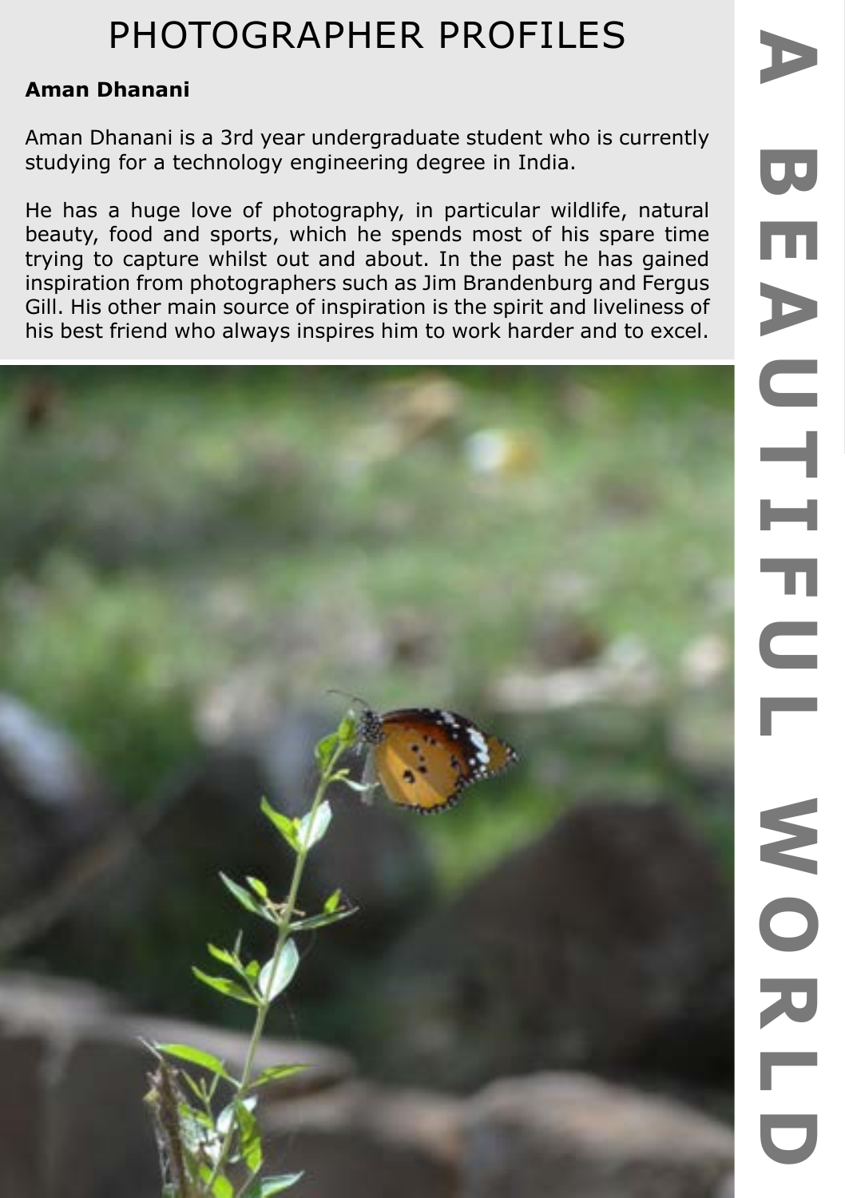# PHOTOGRAPHER PROFILES

**Aman Dhanani**

Aman Dhanani is a 3rd year undergraduate student who is currently studying for a technology engineering degree in India.

He has a huge love of photography, in particular wildlife, natural beauty, food and sports, which he spends most of his spare time trying to capture whilst out and about. In the past he has gained inspiration from photographers such as Jim Brandenburg and Fergus Gill. His other main source of inspiration is the spirit and liveliness of his best friend who always inspires him to work harder and to excel.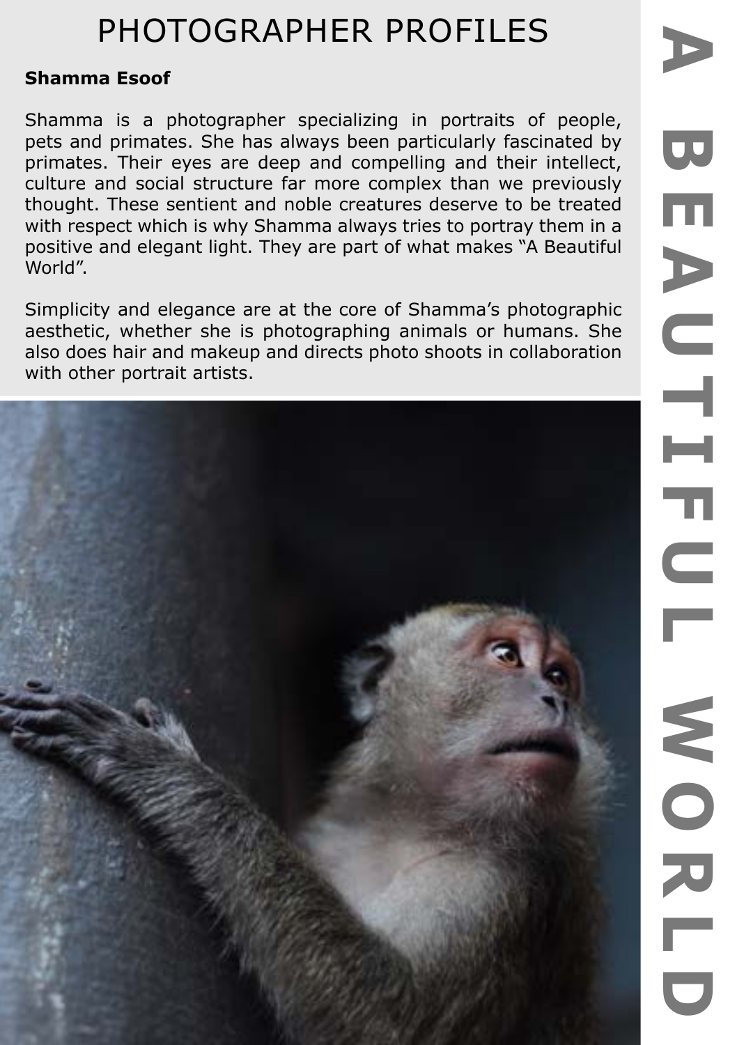# PHOTOGRAPHER PROFILES

**Shamma Esoof**

Shamma is a photographer specializing in portraits of people, pets and primates. She has always been particularly fascinated by primates. Their eyes are deep and compelling and their intellect, culture and social structure far more complex than we previously thought. These sentient and noble creatures deserve to be treated with respect which is why Shamma always tries to portray them in a positive and elegant light. They are part of what makes "A Beautiful World".

Simplicity and elegance are at the core of Shamma's photographic aesthetic, whether she is photographing animals or humans. She also does hair and makeup and directs photo shoots in collaboration with other portrait artists.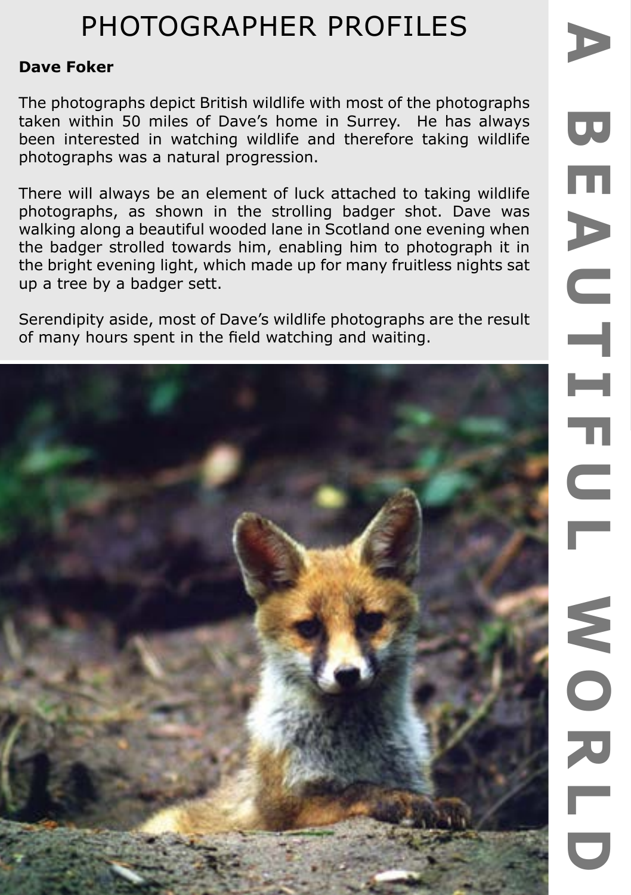# PHOTOGRAPHER PROFILES

**Dave Foker**

The photographs depict British wildlife with most of the photographs taken within 50 miles of Dave's home in Surrey. He has always been interested in watching wildlife and therefore taking wildlife photographs was a natural progression.

There will always be an element of luck attached to taking wildlife photographs, as shown in the strolling badger shot. Dave was walking along a beautiful wooded lane in Scotland one evening when the badger strolled towards him, enabling him to photograph it in the bright evening light, which made up for many fruitless nights sat up a tree by a badger sett.

Serendipity aside, most of Dave's wildlife photographs are the result of many hours spent in the field watching and waiting.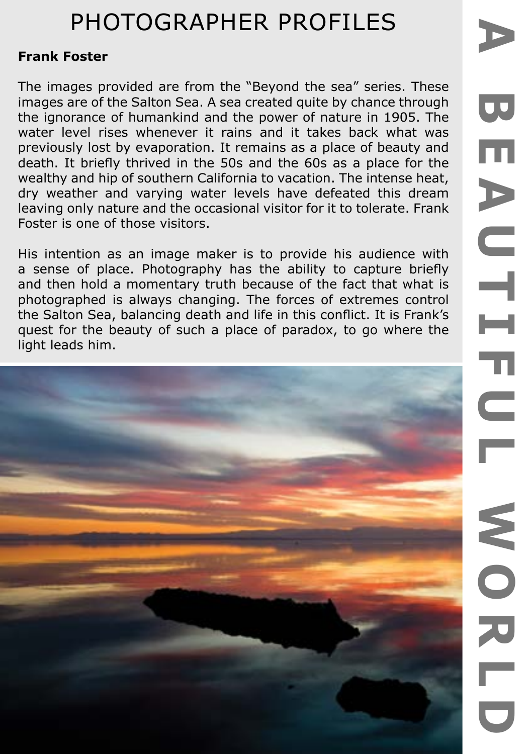# PHOTOGRAPHER PROFILES

**Frank Foster**

The images provided are from the "Beyond the sea" series. These images are of the Salton Sea. A sea created quite by chance through the ignorance of humankind and the power of nature in 1905. The water level rises whenever it rains and it takes back what was previously lost by evaporation. It remains as a place of beauty and death. It briefly thrived in the 50s and the 60s as a place for the wealthy and hip of southern California to vacation. The intense heat, dry weather and varying water levels have defeated this dream leaving only nature and the occasional visitor for it to tolerate. Frank Foster is one of those visitors.

His intention as an image maker is to provide his audience with a sense of place. Photography has the ability to capture briefly and then hold a momentary truth because of the fact that what is photographed is always changing. The forces of extremes control the Salton Sea, balancing death and life in this conflict. It is Frank's quest for the beauty of such a place of paradox, to go where the light leads him.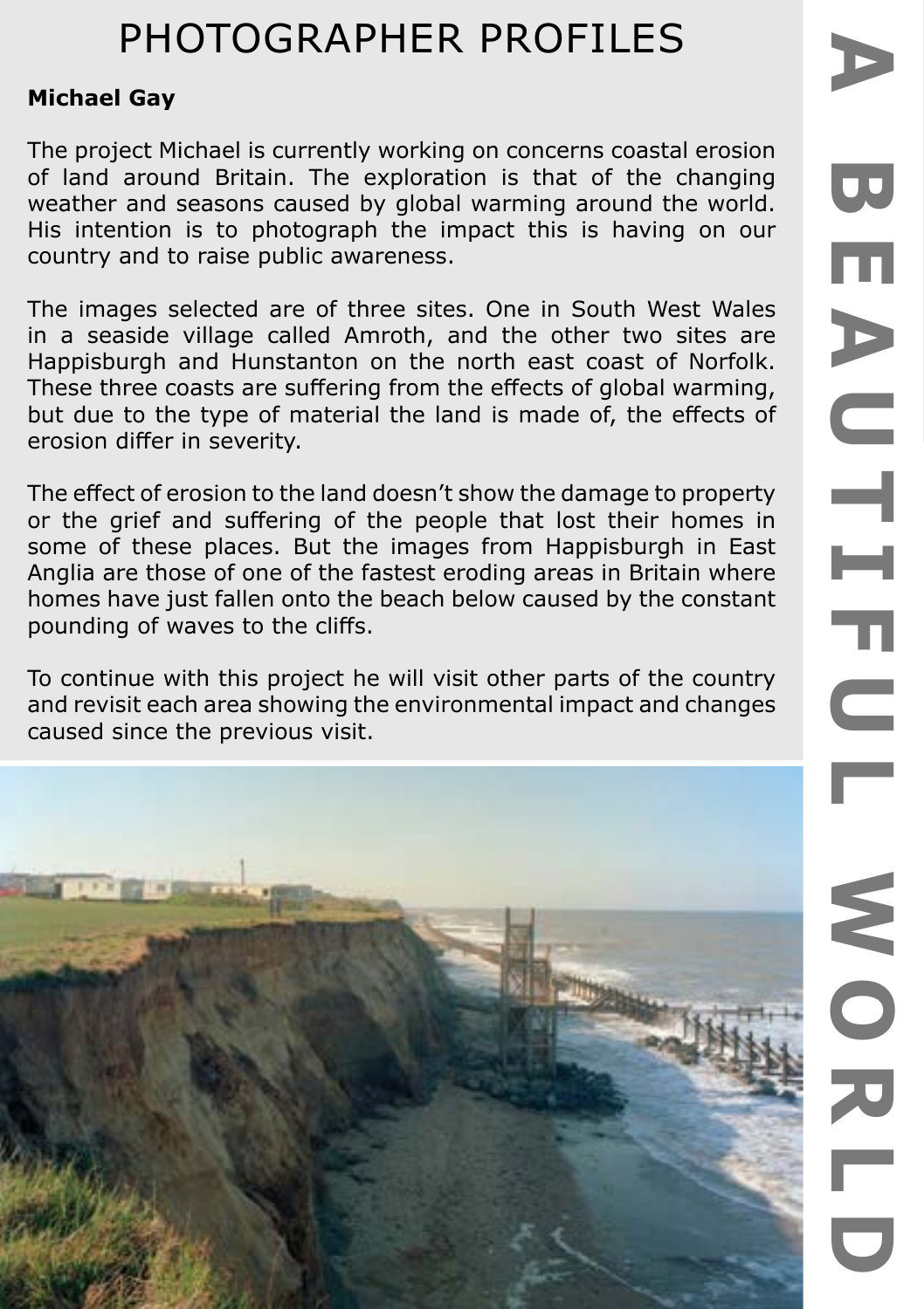# PHOTOGRAPHER PROFILES

**Michael Gay**

The project Michael is currently working on concerns coastal erosion of land around Britain. The exploration is that of the changing weather and seasons caused by global warming around the world. His intention is to photograph the impact this is having on our country and to raise public awareness.

The images selected are of three sites. One in South West Wales in a seaside village called Amroth, and the other two sites are Happisburgh and Hunstanton on the north east coast of Norfolk. These three coasts are suffering from the effects of global warming, but due to the type of material the land is made of, the effects of erosion differ in severity.

The effect of erosion to the land doesn't show the damage to property or the grief and suffering of the people that lost their homes in some of these places. But the images from Happisburgh in East Anglia are those of one of the fastest eroding areas in Britain where homes have just fallen onto the beach below caused by the constant pounding of waves to the cliffs.

To continue with this project he will visit other parts of the country and revisit each area showing the environmental impact and changes caused since the previous visit.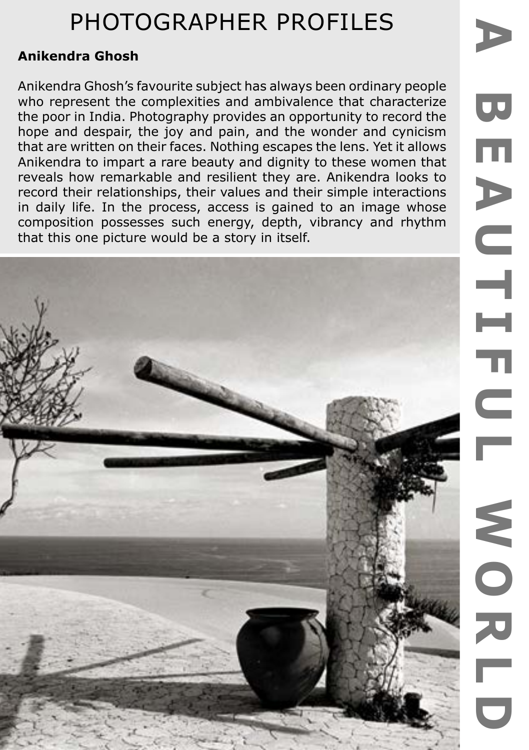# PHOTOGRAPHER PROFILES

**Anikendra Ghosh**

Anikendra Ghosh's favourite subject has always been ordinary people who represent the complexities and ambivalence that characterize the poor in India. Photography provides an opportunity to record the hope and despair, the joy and pain, and the wonder and cynicism that are written on their faces. Nothing escapes the lens. Yet it allows Anikendra to impart a rare beauty and dignity to these women that reveals how remarkable and resilient they are. Anikendra looks to record their relationships, their values and their simple interactions in daily life. In the process, access is gained to an image whose composition possesses such energy, depth, vibrancy and rhythm that this one picture would be a story in itself.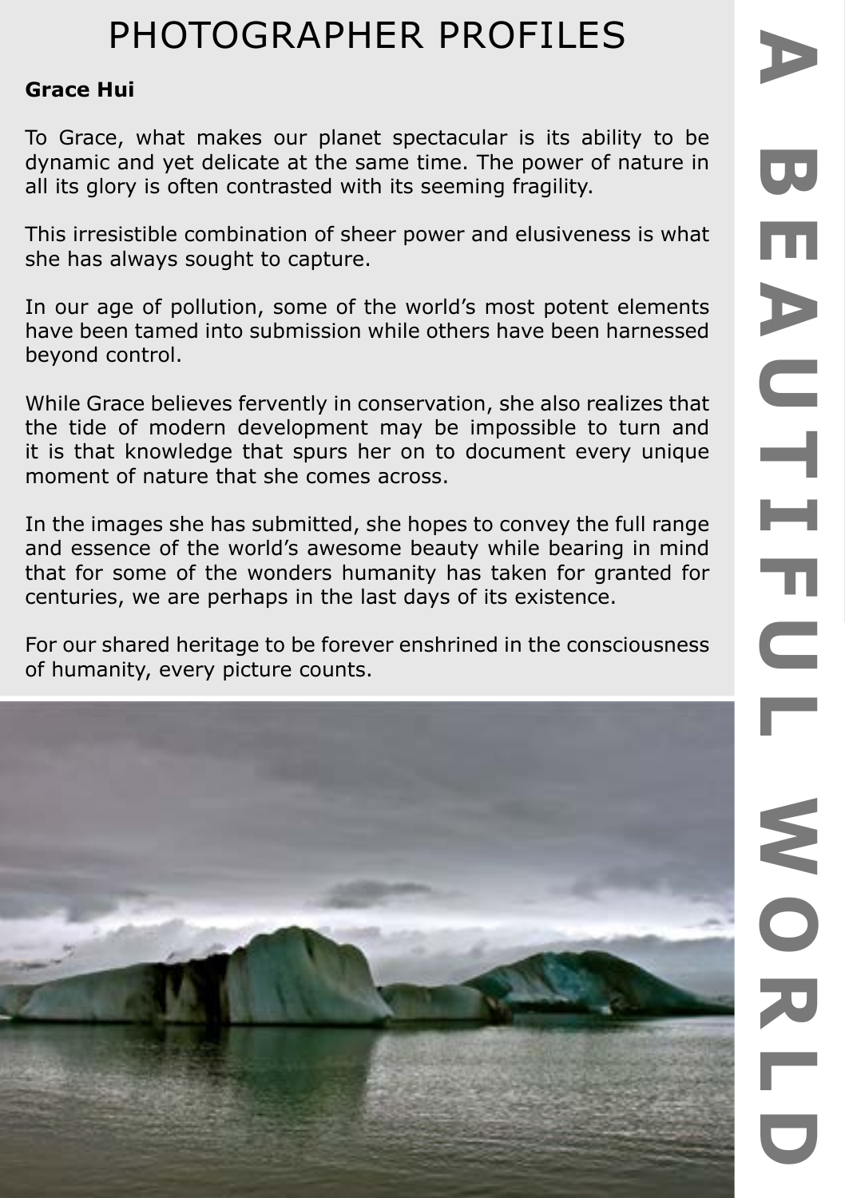# PHOTOGRAPHER PROFILES

**Grace Hui**

To Grace, what makes our planet spectacular is its ability to be dynamic and yet delicate at the same time. The power of nature in all its glory is often contrasted with its seeming fragility.

This irresistible combination of sheer power and elusiveness is what she has always sought to capture.

In our age of pollution, some of the world's most potent elements have been tamed into submission while others have been harnessed beyond control.

While Grace believes fervently in conservation, she also realizes that the tide of modern development may be impossible to turn and it is that knowledge that spurs her on to document every unique moment of nature that she comes across.

In the images she has submitted, she hopes to convey the full range and essence of the world's awesome beauty while bearing in mind that for some of the wonders humanity has taken for granted for centuries, we are perhaps in the last days of its existence.

For our shared heritage to be forever enshrined in the consciousness of humanity, every picture counts.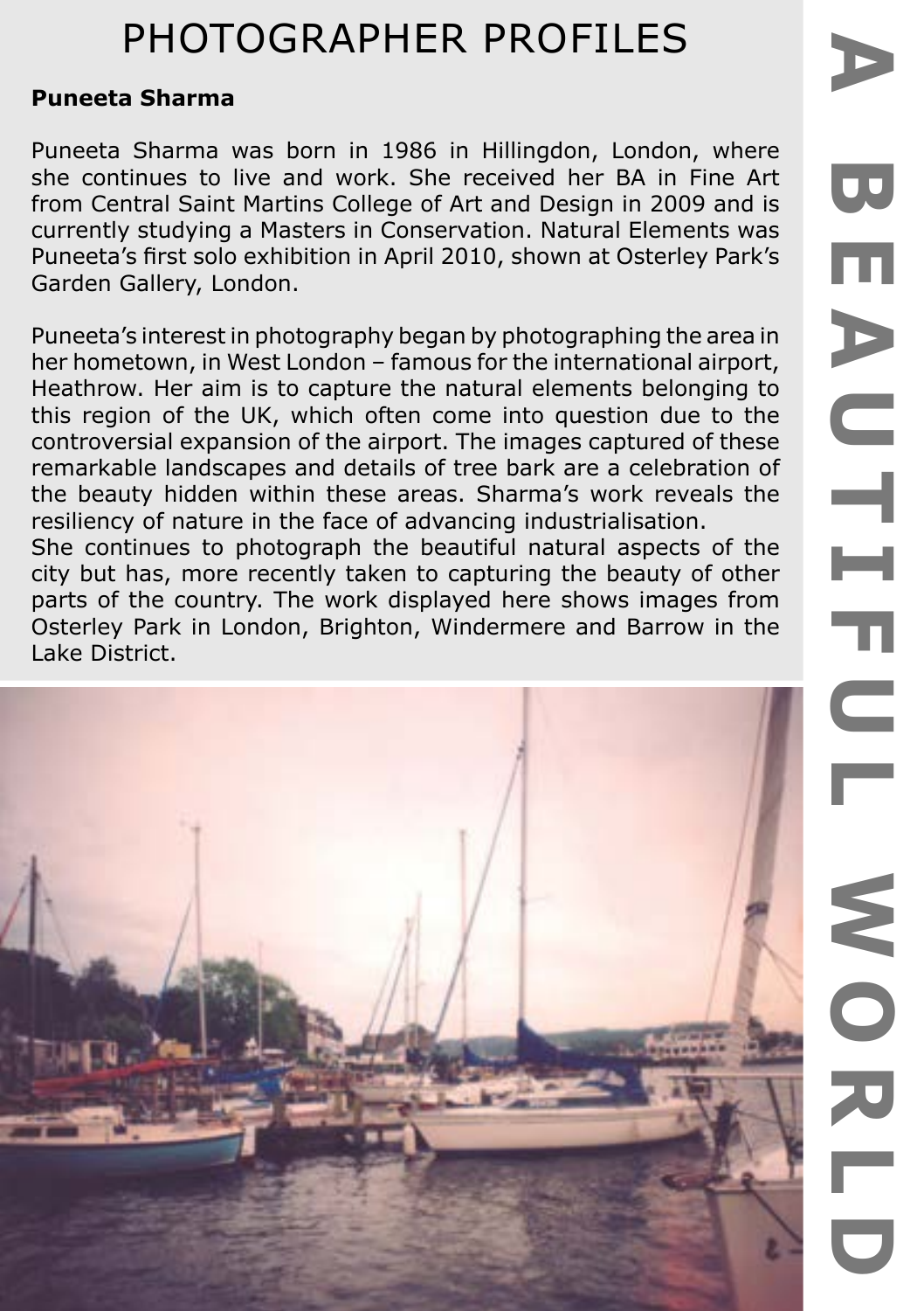# PHOTOGRAPHER PROFILES

**Puneeta Sharma**

Puneeta Sharma was born in 1986 in Hillingdon, London, where she continues to live and work. She received her BA in Fine Art from Central Saint Martins College of Art and Design in 2009 and is currently studying a Masters in Conservation. Natural Elements was Puneeta's first solo exhibition in April 2010, shown at Osterley Park's Garden Gallery, London.

Puneeta's interest in photography began by photographing the area in her hometown, in West London – famous for the international airport, Heathrow. Her aim is to capture the natural elements belonging to this region of the UK, which often come into question due to the controversial expansion of the airport. The images captured of these remarkable landscapes and details of tree bark are a celebration of the beauty hidden within these areas. Sharma's work reveals the resiliency of nature in the face of advancing industrialisation.

She continues to photograph the beautiful natural aspects of the city but has, more recently taken to capturing the beauty of other parts of the country. The work displayed here shows images from Osterley Park in London, Brighton, Windermere and Barrow in the Lake District.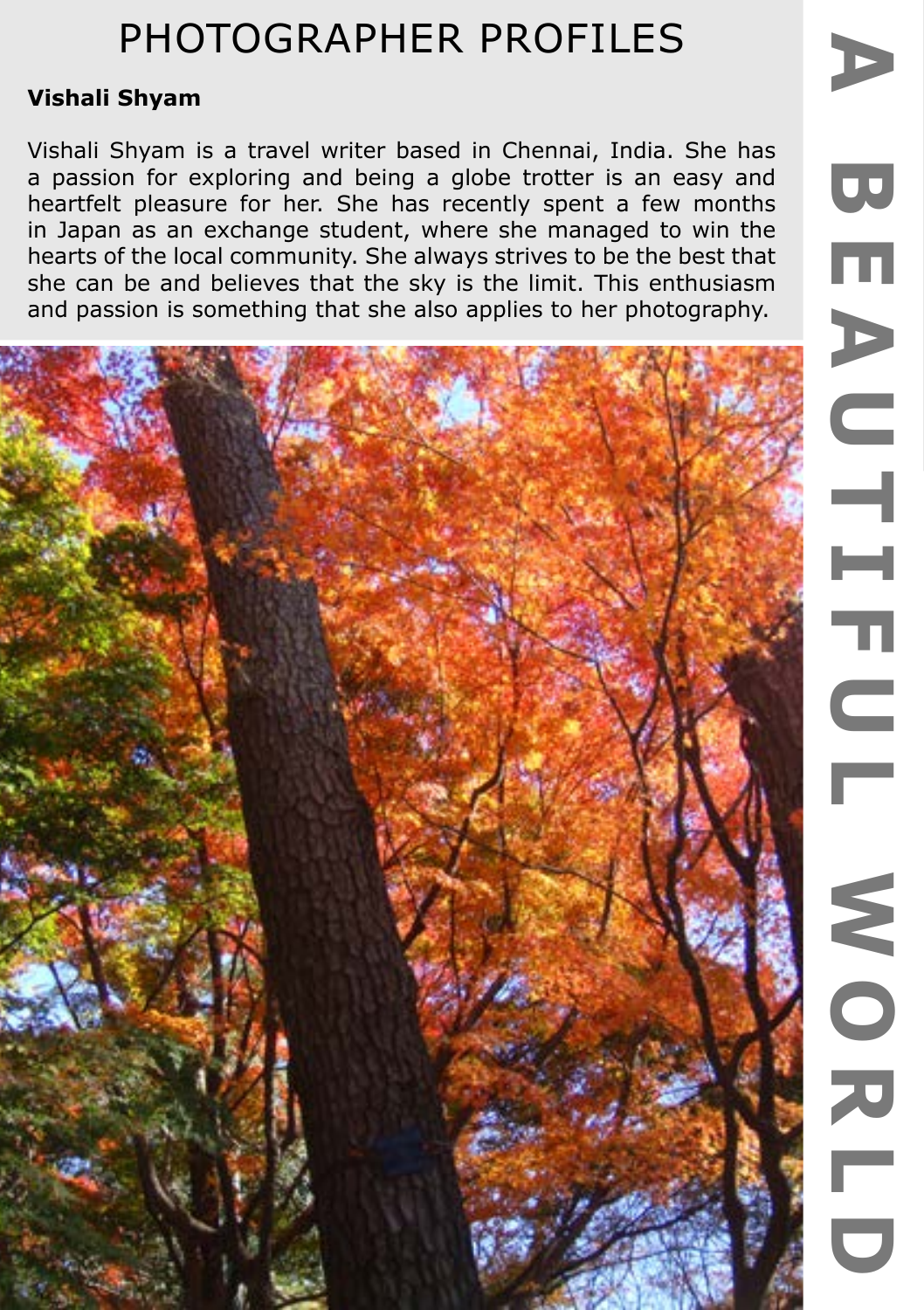# PHOTOGRAPHER PROFILES

**Vishali Shyam**

Vishali Shyam is a travel writer based in Chennai, India. She has a passion for exploring and being a globe trotter is an easy and heartfelt pleasure for her. She has recently spent a few months in Japan as an exchange student, where she managed to win the hearts of the local community. She always strives to be the best that she can be and believes that the sky is the limit. This enthusiasm and passion is something that she also applies to her photography.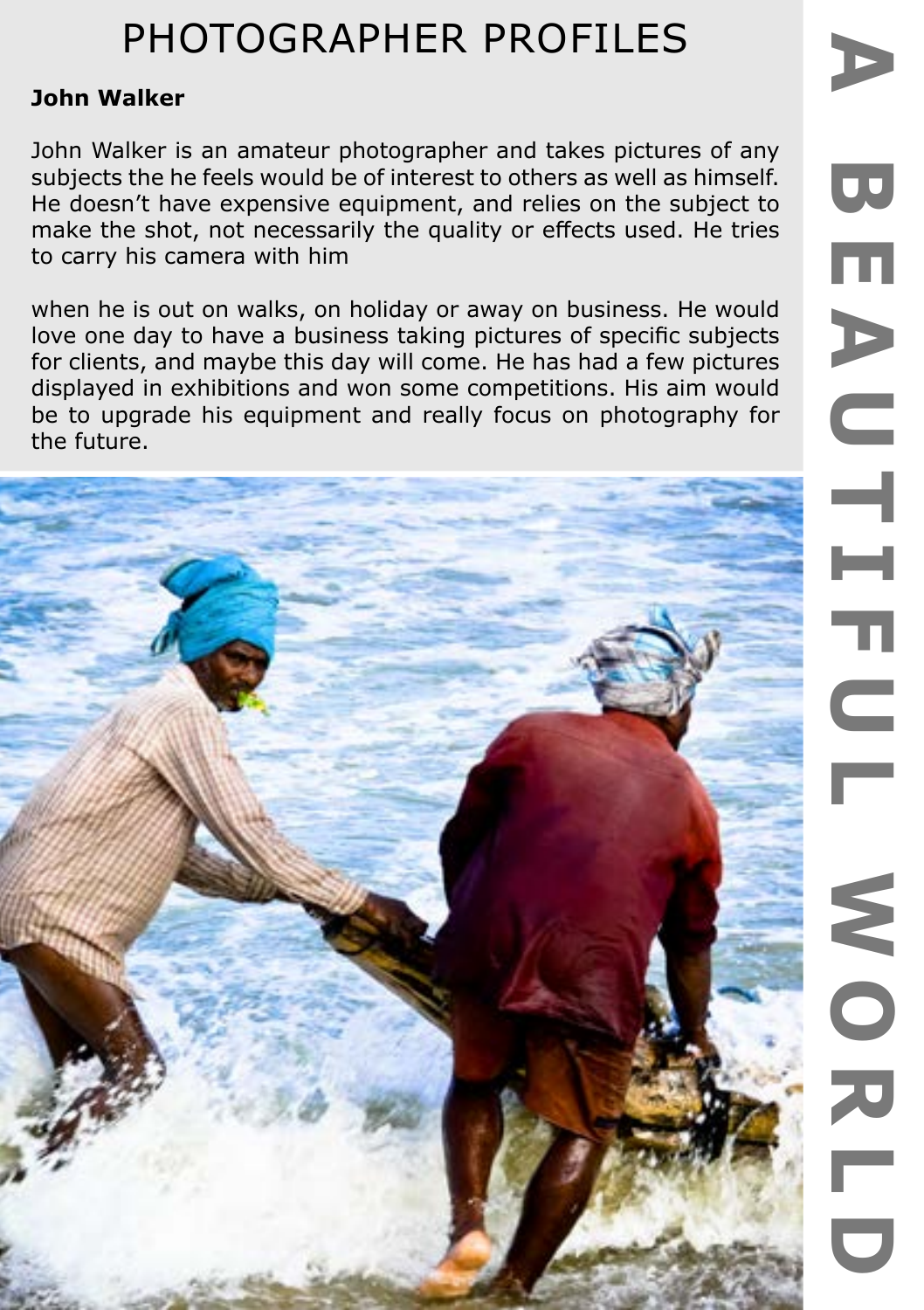# PHOTOGRAPHER PROFILES

**John Walker**

John Walker is an amateur photographer and takes pictures of any subjects the he feels would be of interest to others as well as himself. He doesn't have expensive equipment, and relies on the subject to make the shot, not necessarily the quality or effects used. He tries to carry his camera with him

when he is out on walks, on holiday or away on business. He would love one day to have a business taking pictures of specific subjects for clients, and maybe this day will come. He has had a few pictures displayed in exhibitions and won some competitions. His aim would be to upgrade his equipment and really focus on photography for the future.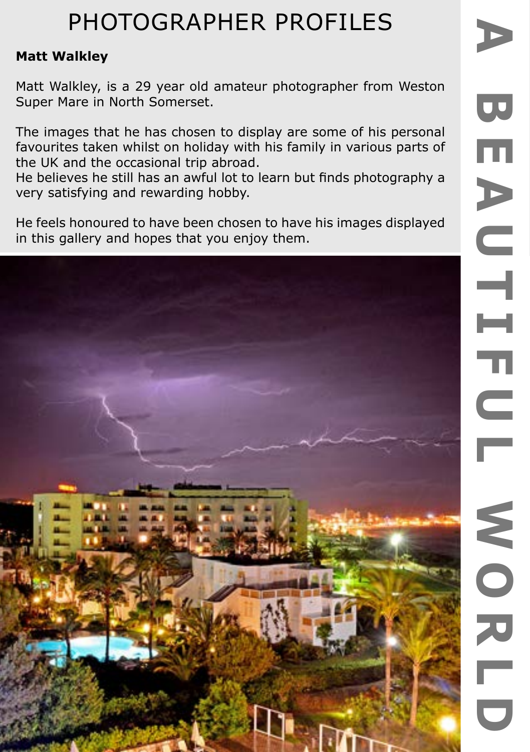# PHOTOGRAPHER PROFILES

**Matt Walkley**

Matt Walkley, is a 29 year old amateur photographer from Weston Super Mare in North Somerset.

The images that he has chosen to display are some of his personal favourites taken whilst on holiday with his family in various parts of the UK and the occasional trip abroad.
He believes he still has an awful lot to learn but finds photography a very satisfying and rewarding hobby.

He feels honoured to have been chosen to have his images displayed in this gallery and hopes that you enjoy them.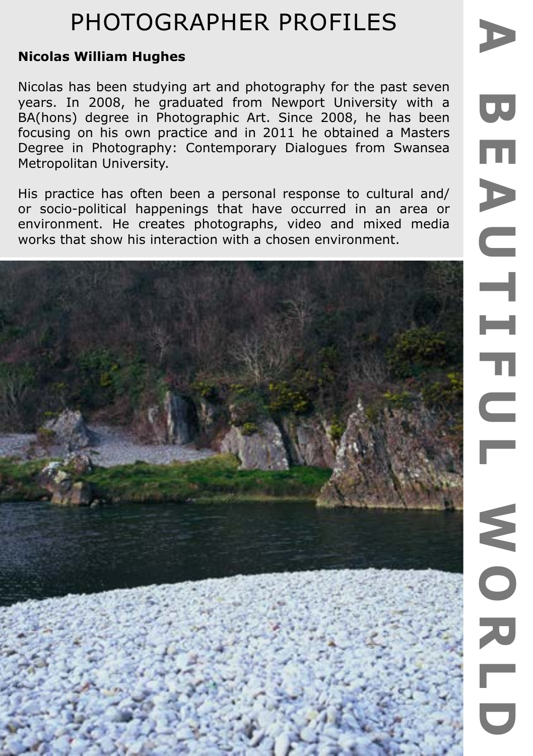# PHOTOGRAPHER PROFILES

**Nicolas William Hughes**

Nicolas has been studying art and photography for the past seven years. In 2008, he graduated from Newport University with a BA(hons) degree in Photographic Art. Since 2008, he has been focusing on his own practice and in 2011 he obtained a Masters Degree in Photography: Contemporary Dialogues from Swansea Metropolitan University.

His practice has often been a personal response to cultural and/ or socio-political happenings that have occurred in an area or environment. He creates photographs, video and mixed media works that show his interaction with a chosen environment.

A BEAUTIFUL WORLD